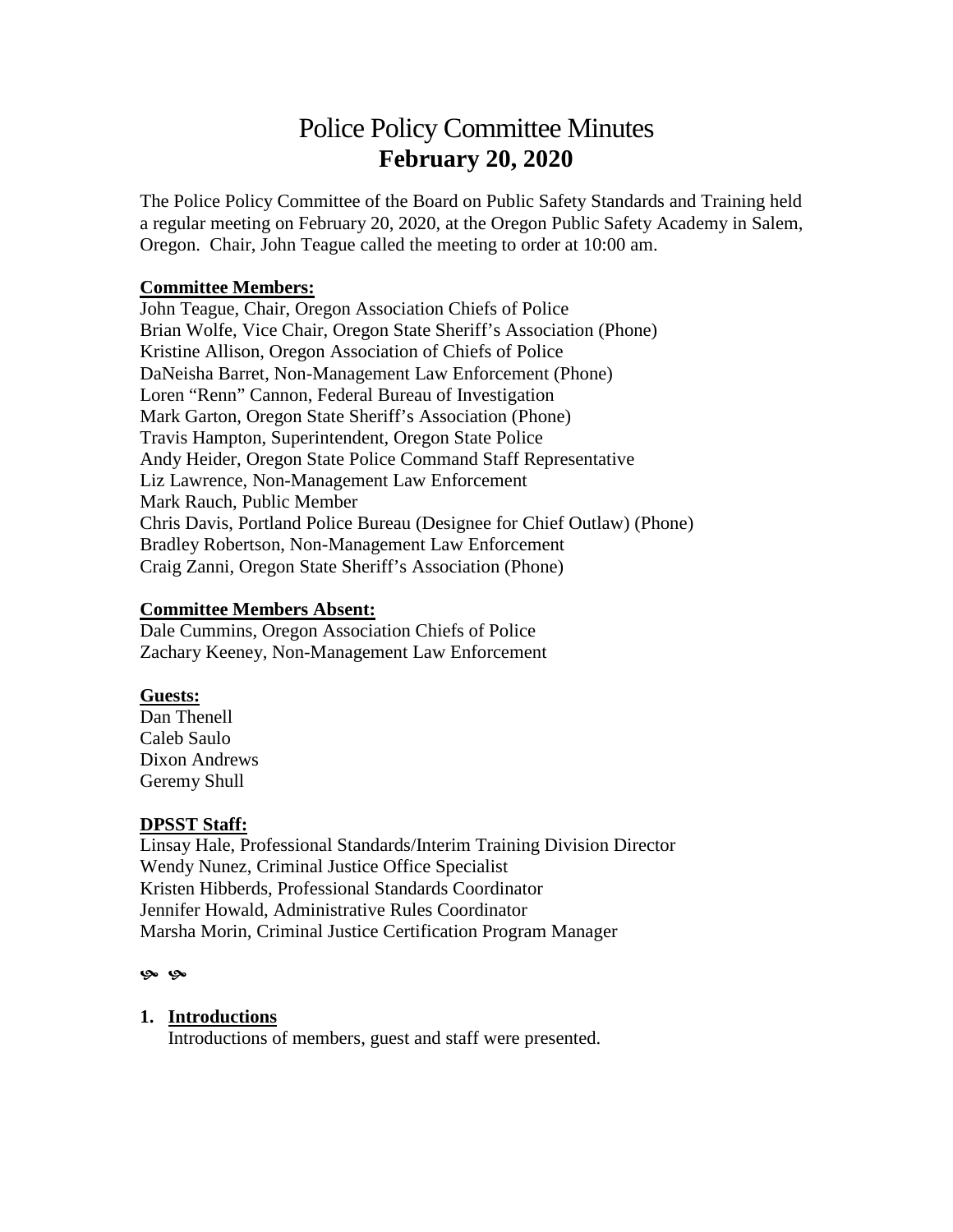# Police Policy Committee Minutes
## February 20, 2020

The Police Policy Committee of the Board on Public Safety Standards and Training held a regular meeting on February 20, 2020, at the Oregon Public Safety Academy in Salem, Oregon. Chair, John Teague called the meeting to order at 10:00 am.

**Committee Members:**

John Teague, Chair, Oregon Association Chiefs of Police
Brian Wolfe, Vice Chair, Oregon State Sheriff's Association (Phone)
Kristine Allison, Oregon Association of Chiefs of Police
DaNeisha Barret, Non-Management Law Enforcement (Phone)
Loren "Renn" Cannon, Federal Bureau of Investigation
Mark Garton, Oregon State Sheriff's Association (Phone)
Travis Hampton, Superintendent, Oregon State Police
Andy Heider, Oregon State Police Command Staff Representative
Liz Lawrence, Non-Management Law Enforcement
Mark Rauch, Public Member
Chris Davis, Portland Police Bureau (Designee for Chief Outlaw) (Phone)
Bradley Robertson, Non-Management Law Enforcement
Craig Zanni, Oregon State Sheriff's Association (Phone)

**Committee Members Absent:**

Dale Cummins, Oregon Association Chiefs of Police
Zachary Keeney, Non-Management Law Enforcement

**Guests:**

Dan Thenell
Caleb Saulo
Dixon Andrews
Geremy Shull

**DPSST Staff:**

Linsay Hale, Professional Standards/Interim Training Division Director
Wendy Nunez, Criminal Justice Office Specialist
Kristen Hibberds, Professional Standards Coordinator
Jennifer Howald, Administrative Rules Coordinator
Marsha Morin, Criminal Justice Certification Program Manager

❧ ❧

1. **Introductions**
   Introductions of members, guest and staff were presented.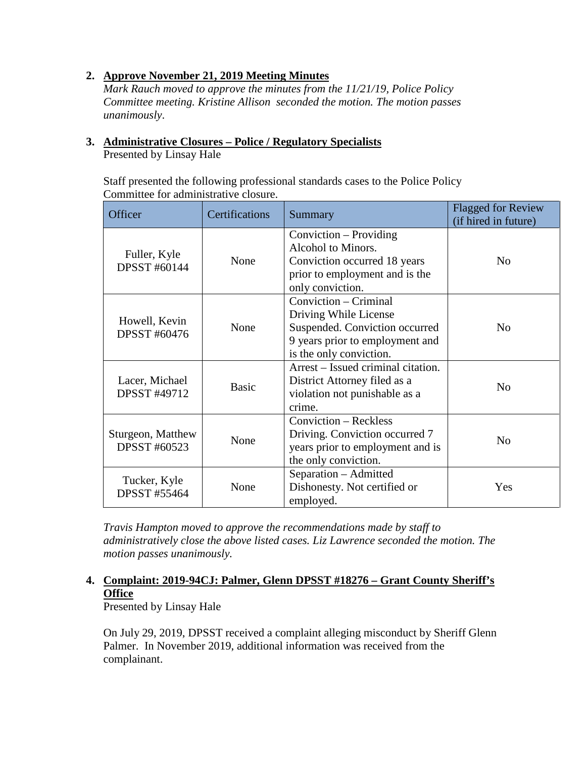**2. Approve November 21, 2019 Meeting Minutes**

*Mark Rauch moved to approve the minutes from the 11/21/19, Police Policy Committee meeting. Kristine Allison seconded the motion. The motion passes unanimously.*

**3. Administrative Closures – Police / Regulatory Specialists**

Presented by Linsay Hale

Staff presented the following professional standards cases to the Police Policy Committee for administrative closure.

| Officer | Certifications | Summary | Flagged for Review (if hired in future) |
|---|---|---|---|
| Fuller, Kyle DPSST #60144 | None | Conviction – Providing Alcohol to Minors. Conviction occurred 18 years prior to employment and is the only conviction. | No |
| Howell, Kevin DPSST #60476 | None | Conviction – Criminal Driving While License Suspended. Conviction occurred 9 years prior to employment and is the only conviction. | No |
| Lacer, Michael DPSST #49712 | Basic | Arrest – Issued criminal citation. District Attorney filed as a violation not punishable as a crime. | No |
| Sturgeon, Matthew DPSST #60523 | None | Conviction – Reckless Driving. Conviction occurred 7 years prior to employment and is the only conviction. | No |
| Tucker, Kyle DPSST #55464 | None | Separation – Admitted Dishonesty. Not certified or employed. | Yes |

*Travis Hampton moved to approve the recommendations made by staff to administratively close the above listed cases. Liz Lawrence seconded the motion. The motion passes unanimously.*

**4. Complaint: 2019-94CJ: Palmer, Glenn DPSST #18276 – Grant County Sheriff's Office**

Presented by Linsay Hale

On July 29, 2019, DPSST received a complaint alleging misconduct by Sheriff Glenn Palmer. In November 2019, additional information was received from the complainant.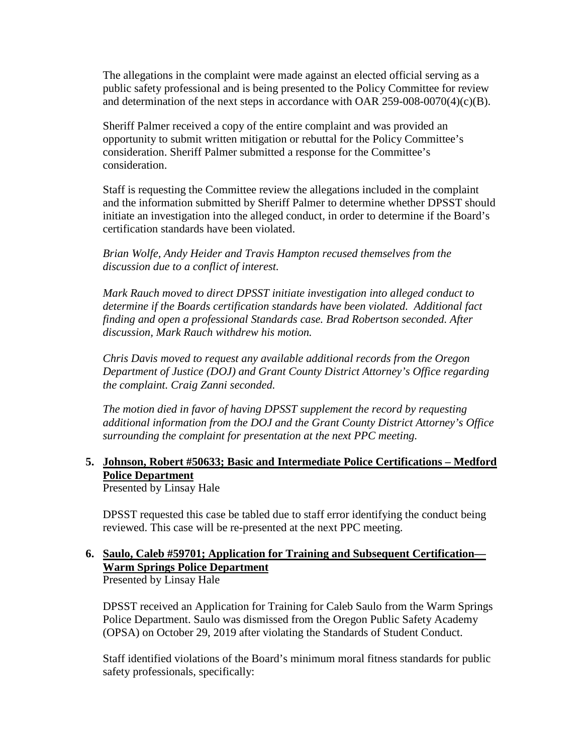The allegations in the complaint were made against an elected official serving as a public safety professional and is being presented to the Policy Committee for review and determination of the next steps in accordance with OAR 259-008-0070(4)(c)(B).

Sheriff Palmer received a copy of the entire complaint and was provided an opportunity to submit written mitigation or rebuttal for the Policy Committee's consideration. Sheriff Palmer submitted a response for the Committee's consideration.

Staff is requesting the Committee review the allegations included in the complaint and the information submitted by Sheriff Palmer to determine whether DPSST should initiate an investigation into the alleged conduct, in order to determine if the Board's certification standards have been violated.

*Brian Wolfe, Andy Heider and Travis Hampton recused themselves from the discussion due to a conflict of interest.*

*Mark Rauch moved to direct DPSST initiate investigation into alleged conduct to determine if the Boards certification standards have been violated. Additional fact finding and open a professional Standards case. Brad Robertson seconded. After discussion, Mark Rauch withdrew his motion.*

*Chris Davis moved to request any available additional records from the Oregon Department of Justice (DOJ) and Grant County District Attorney's Office regarding the complaint. Craig Zanni seconded.*

*The motion died in favor of having DPSST supplement the record by requesting additional information from the DOJ and the Grant County District Attorney's Office surrounding the complaint for presentation at the next PPC meeting.*

**5. Johnson, Robert #50633; Basic and Intermediate Police Certifications – Medford Police Department**

Presented by Linsay Hale

DPSST requested this case be tabled due to staff error identifying the conduct being reviewed. This case will be re-presented at the next PPC meeting.

**6. Saulo, Caleb #59701; Application for Training and Subsequent Certification— Warm Springs Police Department**

Presented by Linsay Hale

DPSST received an Application for Training for Caleb Saulo from the Warm Springs Police Department. Saulo was dismissed from the Oregon Public Safety Academy (OPSA) on October 29, 2019 after violating the Standards of Student Conduct.

Staff identified violations of the Board's minimum moral fitness standards for public safety professionals, specifically: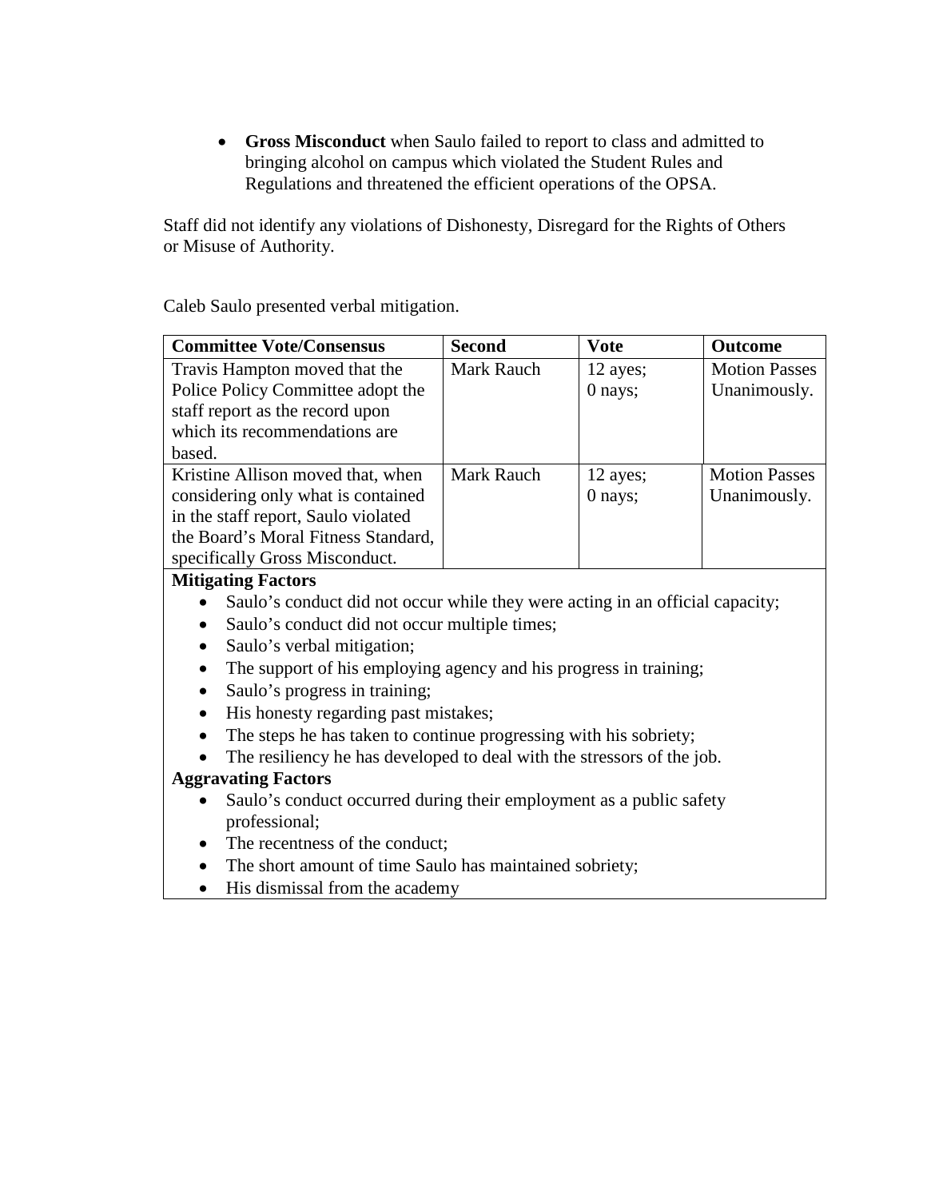- **Gross Misconduct** when Saulo failed to report to class and admitted to bringing alcohol on campus which violated the Student Rules and Regulations and threatened the efficient operations of the OPSA.

Staff did not identify any violations of Dishonesty, Disregard for the Rights of Others or Misuse of Authority.

Caleb Saulo presented verbal mitigation.

| **Committee Vote/Consensus** | **Second** | **Vote** | **Outcome** |
|---|---|---|---|
| Travis Hampton moved that the Police Policy Committee adopt the staff report as the record upon which its recommendations are based. | Mark Rauch | 12 ayes; 0 nays; | Motion Passes Unanimously. |
| Kristine Allison moved that, when considering only what is contained in the staff report, Saulo violated the Board's Moral Fitness Standard, specifically Gross Misconduct. | Mark Rauch | 12 ayes; 0 nays; | Motion Passes Unanimously. |

**Mitigating Factors**

- Saulo's conduct did not occur while they were acting in an official capacity;
- Saulo's conduct did not occur multiple times;
- Saulo's verbal mitigation;
- The support of his employing agency and his progress in training;
- Saulo's progress in training;
- His honesty regarding past mistakes;
- The steps he has taken to continue progressing with his sobriety;
- The resiliency he has developed to deal with the stressors of the job.

**Aggravating Factors**

- Saulo's conduct occurred during their employment as a public safety professional;
- The recentness of the conduct;
- The short amount of time Saulo has maintained sobriety;
- His dismissal from the academy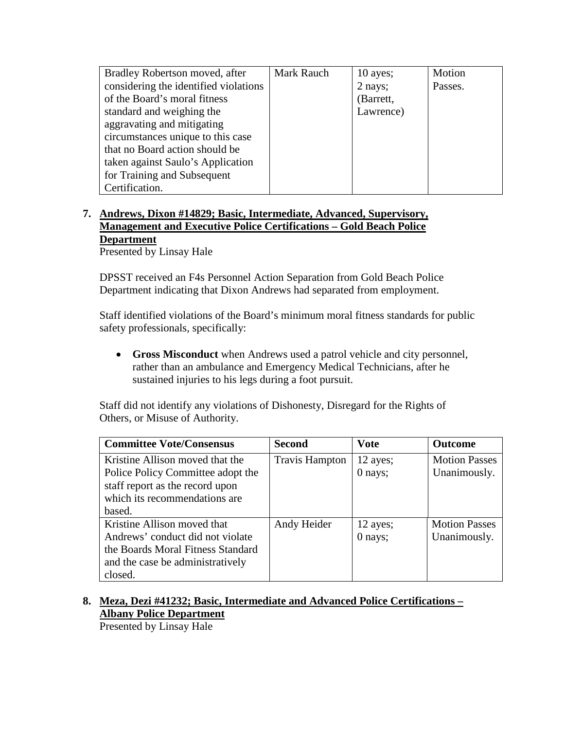| | | | |
|---|---|---|---|
| Bradley Robertson moved, after considering the identified violations of the Board's moral fitness standard and weighing the aggravating and mitigating circumstances unique to this case that no Board action should be taken against Saulo's Application for Training and Subsequent Certification. | Mark Rauch | 10 ayes; 2 nays; (Barrett, Lawrence) | Motion Passes. |

**7. Andrews, Dixon #14829; Basic, Intermediate, Advanced, Supervisory, Management and Executive Police Certifications – Gold Beach Police Department**

Presented by Linsay Hale

DPSST received an F4s Personnel Action Separation from Gold Beach Police Department indicating that Dixon Andrews had separated from employment.

Staff identified violations of the Board's minimum moral fitness standards for public safety professionals, specifically:

- **Gross Misconduct** when Andrews used a patrol vehicle and city personnel, rather than an ambulance and Emergency Medical Technicians, after he sustained injuries to his legs during a foot pursuit.

Staff did not identify any violations of Dishonesty, Disregard for the Rights of Others, or Misuse of Authority.

| Committee Vote/Consensus | Second | Vote | Outcome |
|---|---|---|---|
| Kristine Allison moved that the Police Policy Committee adopt the staff report as the record upon which its recommendations are based. | Travis Hampton | 12 ayes; 0 nays; | Motion Passes Unanimously. |
| Kristine Allison moved that Andrews' conduct did not violate the Boards Moral Fitness Standard and the case be administratively closed. | Andy Heider | 12 ayes; 0 nays; | Motion Passes Unanimously. |

**8. Meza, Dezi #41232; Basic, Intermediate and Advanced Police Certifications – Albany Police Department**

Presented by Linsay Hale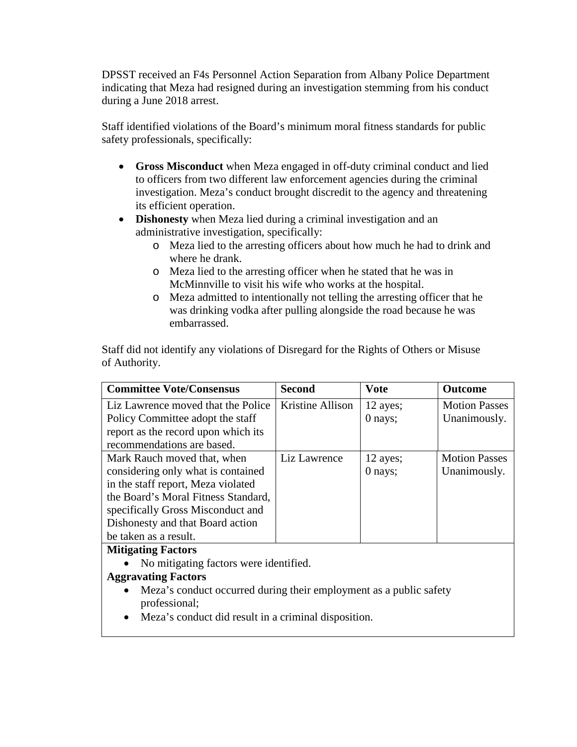DPSST received an F4s Personnel Action Separation from Albany Police Department indicating that Meza had resigned during an investigation stemming from his conduct during a June 2018 arrest.

Staff identified violations of the Board's minimum moral fitness standards for public safety professionals, specifically:

- **Gross Misconduct** when Meza engaged in off-duty criminal conduct and lied to officers from two different law enforcement agencies during the criminal investigation. Meza's conduct brought discredit to the agency and threatening its efficient operation.
- **Dishonesty** when Meza lied during a criminal investigation and an administrative investigation, specifically:
    - Meza lied to the arresting officers about how much he had to drink and where he drank.
    - Meza lied to the arresting officer when he stated that he was in McMinnville to visit his wife who works at the hospital.
    - Meza admitted to intentionally not telling the arresting officer that he was drinking vodka after pulling alongside the road because he was embarrassed.

Staff did not identify any violations of Disregard for the Rights of Others or Misuse of Authority.

| Committee Vote/Consensus | Second | Vote | Outcome |
|---|---|---|---|
| Liz Lawrence moved that the Police Policy Committee adopt the staff report as the record upon which its recommendations are based. | Kristine Allison | 12 ayes; 0 nays; | Motion Passes Unanimously. |
| Mark Rauch moved that, when considering only what is contained in the staff report, Meza violated the Board's Moral Fitness Standard, specifically Gross Misconduct and Dishonesty and that Board action be taken as a result. | Liz Lawrence | 12 ayes; 0 nays; | Motion Passes Unanimously. |

**Mitigating Factors**

- No mitigating factors were identified.

**Aggravating Factors**

- Meza's conduct occurred during their employment as a public safety professional;
- Meza's conduct did result in a criminal disposition.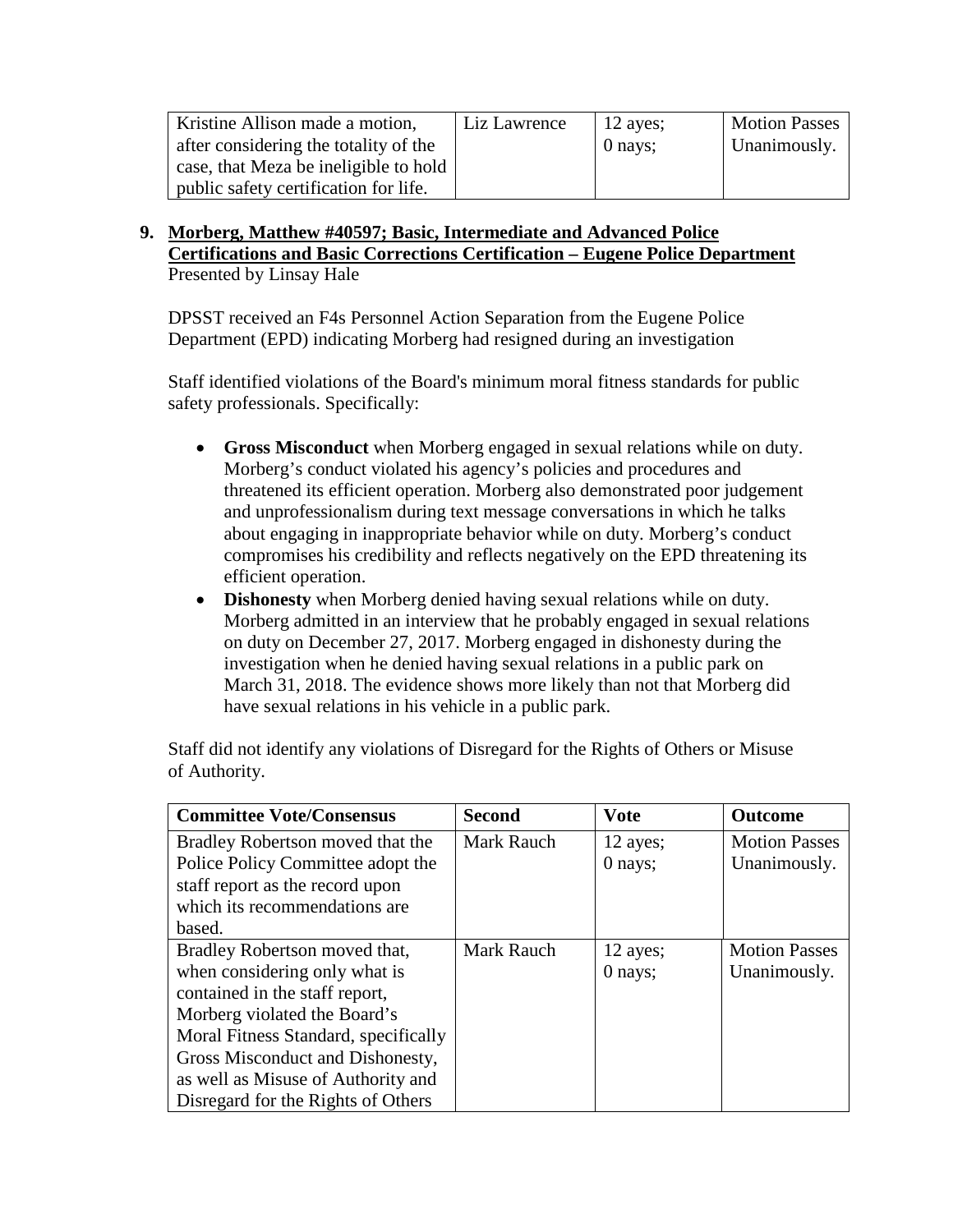| Kristine Allison made a motion, after considering the totality of the case, that Meza be ineligible to hold public safety certification for life. | Liz Lawrence | 12 ayes; 0 nays; | Motion Passes Unanimously. |
|---|---|---|---|

**9. Morberg, Matthew #40597; Basic, Intermediate and Advanced Police Certifications and Basic Corrections Certification – Eugene Police Department**
Presented by Linsay Hale

DPSST received an F4s Personnel Action Separation from the Eugene Police Department (EPD) indicating Morberg had resigned during an investigation

Staff identified violations of the Board's minimum moral fitness standards for public safety professionals. Specifically:

- **Gross Misconduct** when Morberg engaged in sexual relations while on duty. Morberg's conduct violated his agency's policies and procedures and threatened its efficient operation. Morberg also demonstrated poor judgement and unprofessionalism during text message conversations in which he talks about engaging in inappropriate behavior while on duty. Morberg's conduct compromises his credibility and reflects negatively on the EPD threatening its efficient operation.
- **Dishonesty** when Morberg denied having sexual relations while on duty. Morberg admitted in an interview that he probably engaged in sexual relations on duty on December 27, 2017. Morberg engaged in dishonesty during the investigation when he denied having sexual relations in a public park on March 31, 2018. The evidence shows more likely than not that Morberg did have sexual relations in his vehicle in a public park.

Staff did not identify any violations of Disregard for the Rights of Others or Misuse of Authority.

| Committee Vote/Consensus | Second | Vote | Outcome |
|---|---|---|---|
| Bradley Robertson moved that the Police Policy Committee adopt the staff report as the record upon which its recommendations are based. | Mark Rauch | 12 ayes; 0 nays; | Motion Passes Unanimously. |
| Bradley Robertson moved that, when considering only what is contained in the staff report, Morberg violated the Board's Moral Fitness Standard, specifically Gross Misconduct and Dishonesty, as well as Misuse of Authority and Disregard for the Rights of Others | Mark Rauch | 12 ayes; 0 nays; | Motion Passes Unanimously. |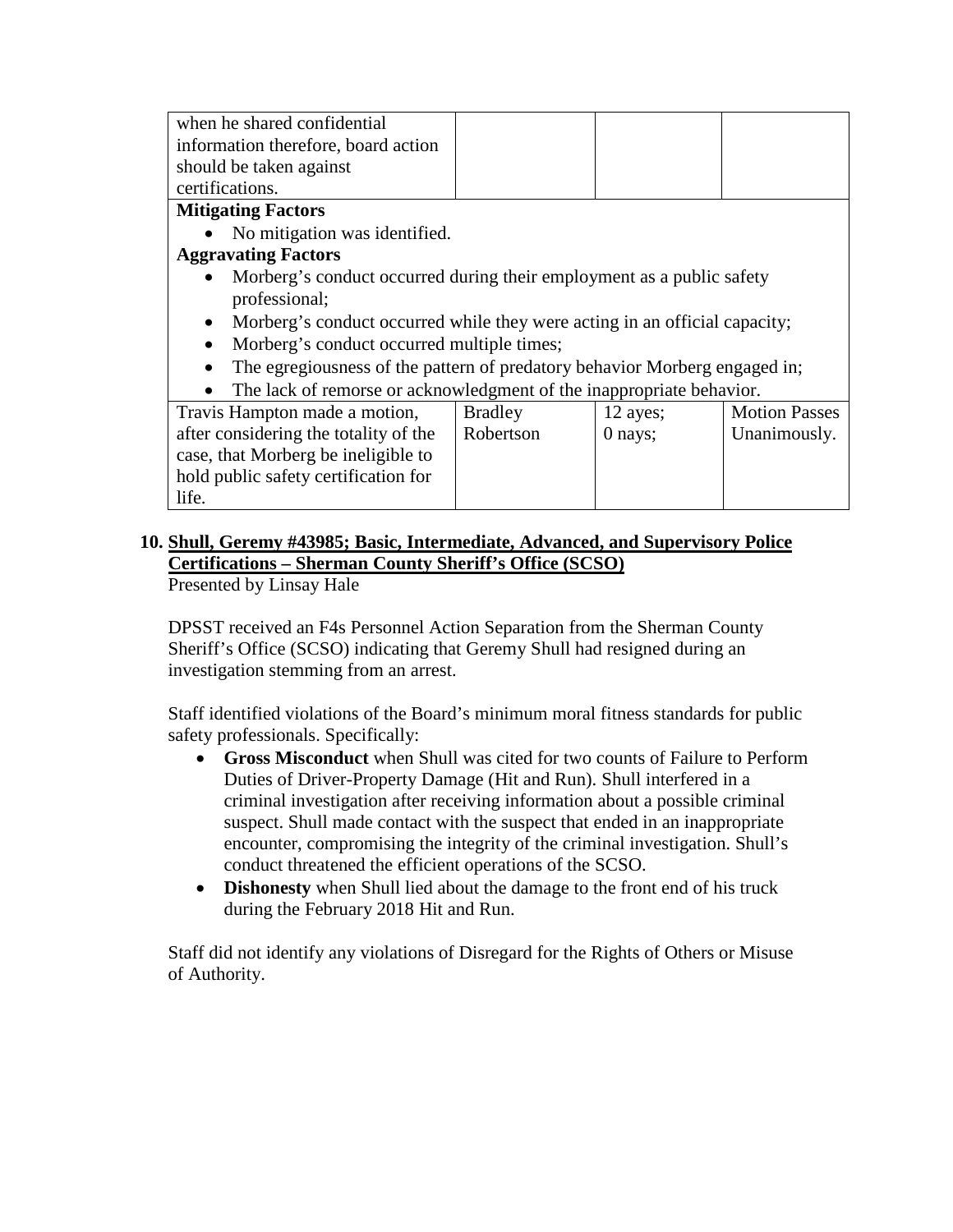| | | | |
|---|---|---|---|
| when he shared confidential information therefore, board action should be taken against certifications. | | | |

**Mitigating Factors**

- No mitigation was identified.

**Aggravating Factors**

- Morberg's conduct occurred during their employment as a public safety professional;
- Morberg's conduct occurred while they were acting in an official capacity;
- Morberg's conduct occurred multiple times;
- The egregiousness of the pattern of predatory behavior Morberg engaged in;
- The lack of remorse or acknowledgment of the inappropriate behavior.

| | | | |
|---|---|---|---|
| Travis Hampton made a motion, after considering the totality of the case, that Morberg be ineligible to hold public safety certification for life. | Bradley Robertson | 12 ayes; 0 nays; | Motion Passes Unanimously. |

**10. <u>Shull, Geremy #43985; Basic, Intermediate, Advanced, and Supervisory Police Certifications – Sherman County Sheriff's Office (SCSO)</u>**

Presented by Linsay Hale

DPSST received an F4s Personnel Action Separation from the Sherman County Sheriff's Office (SCSO) indicating that Geremy Shull had resigned during an investigation stemming from an arrest.

Staff identified violations of the Board's minimum moral fitness standards for public safety professionals. Specifically:

- **Gross Misconduct** when Shull was cited for two counts of Failure to Perform Duties of Driver-Property Damage (Hit and Run). Shull interfered in a criminal investigation after receiving information about a possible criminal suspect. Shull made contact with the suspect that ended in an inappropriate encounter, compromising the integrity of the criminal investigation. Shull's conduct threatened the efficient operations of the SCSO.
- **Dishonesty** when Shull lied about the damage to the front end of his truck during the February 2018 Hit and Run.

Staff did not identify any violations of Disregard for the Rights of Others or Misuse of Authority.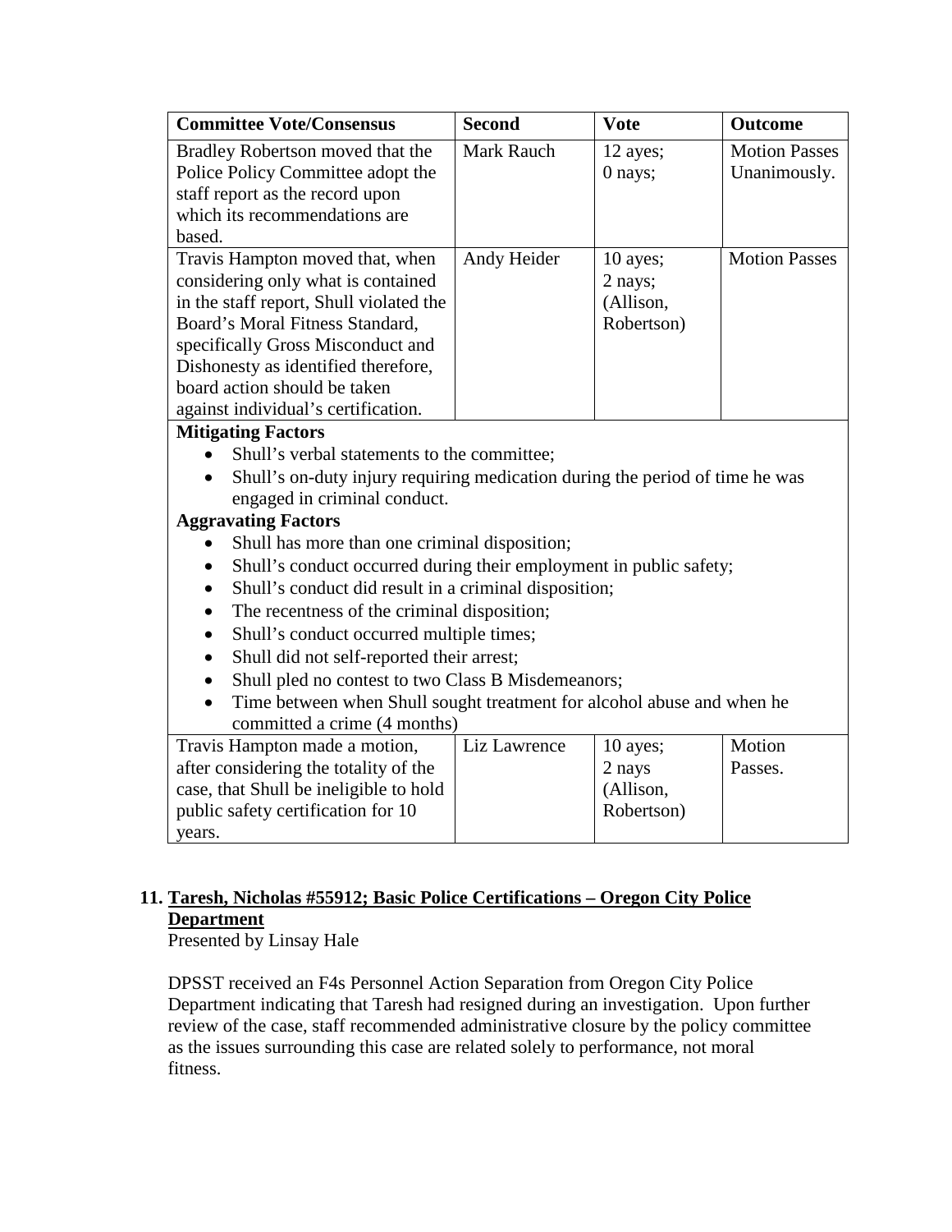| Committee Vote/Consensus | Second | Vote | Outcome |
|---|---|---|---|
| Bradley Robertson moved that the Police Policy Committee adopt the staff report as the record upon which its recommendations are based. | Mark Rauch | 12 ayes; 0 nays; | Motion Passes Unanimously. |
| Travis Hampton moved that, when considering only what is contained in the staff report, Shull violated the Board's Moral Fitness Standard, specifically Gross Misconduct and Dishonesty as identified therefore, board action should be taken against individual's certification. | Andy Heider | 10 ayes; 2 nays; (Allison, Robertson) | Motion Passes |

**Mitigating Factors**

- Shull's verbal statements to the committee;
- Shull's on-duty injury requiring medication during the period of time he was engaged in criminal conduct.

**Aggravating Factors**

- Shull has more than one criminal disposition;
- Shull's conduct occurred during their employment in public safety;
- Shull's conduct did result in a criminal disposition;
- The recentness of the criminal disposition;
- Shull's conduct occurred multiple times;
- Shull did not self-reported their arrest;
- Shull pled no contest to two Class B Misdemeanors;
- Time between when Shull sought treatment for alcohol abuse and when he committed a crime (4 months)

| Committee Vote/Consensus | Second | Vote | Outcome |
|---|---|---|---|
| Travis Hampton made a motion, after considering the totality of the case, that Shull be ineligible to hold public safety certification for 10 years. | Liz Lawrence | 10 ayes; 2 nays (Allison, Robertson) | Motion Passes. |

## 11. Taresh, Nicholas #55912; Basic Police Certifications – Oregon City Police Department

Presented by Linsay Hale

DPSST received an F4s Personnel Action Separation from Oregon City Police Department indicating that Taresh had resigned during an investigation. Upon further review of the case, staff recommended administrative closure by the policy committee as the issues surrounding this case are related solely to performance, not moral fitness.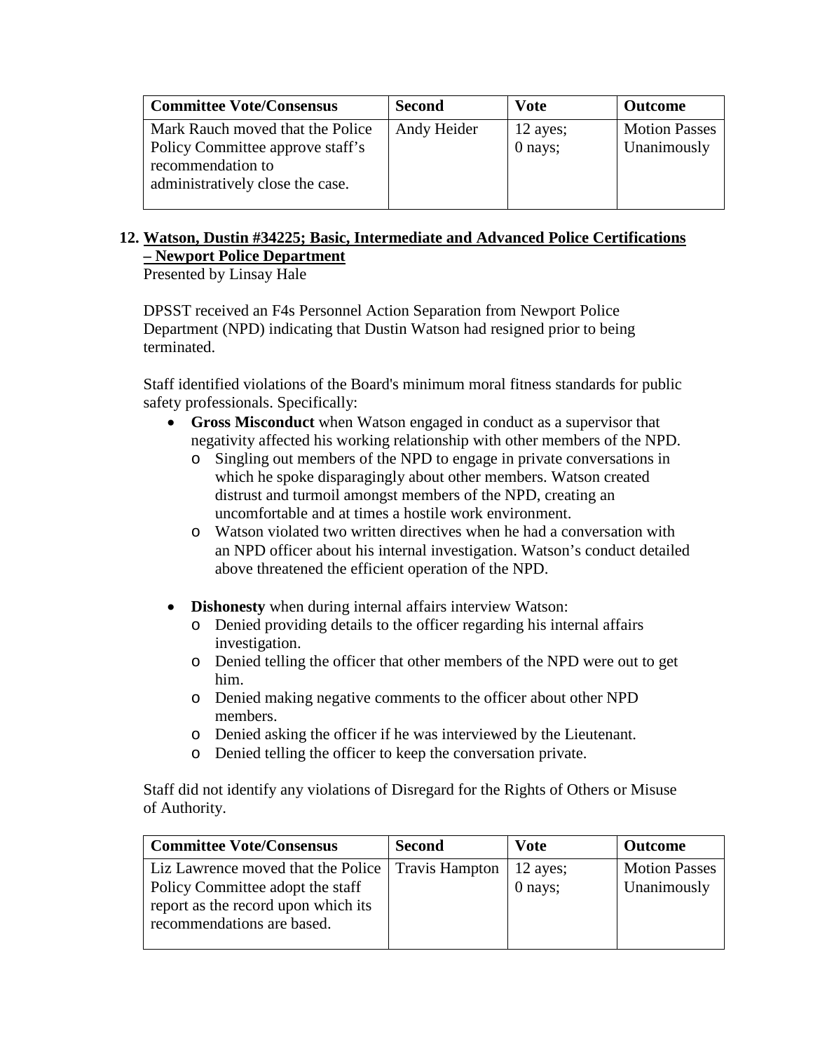| Committee Vote/Consensus | Second | Vote | Outcome |
|---|---|---|---|
| Mark Rauch moved that the Police Policy Committee approve staff's recommendation to administratively close the case. | Andy Heider | 12 ayes; 0 nays; | Motion Passes Unanimously |

**12. <u>Watson, Dustin #34225; Basic, Intermediate and Advanced Police Certifications – Newport Police Department</u>**

Presented by Linsay Hale

DPSST received an F4s Personnel Action Separation from Newport Police Department (NPD) indicating that Dustin Watson had resigned prior to being terminated.

Staff identified violations of the Board's minimum moral fitness standards for public safety professionals. Specifically:

- **Gross Misconduct** when Watson engaged in conduct as a supervisor that negativity affected his working relationship with other members of the NPD.
  - Singling out members of the NPD to engage in private conversations in which he spoke disparagingly about other members. Watson created distrust and turmoil amongst members of the NPD, creating an uncomfortable and at times a hostile work environment.
  - Watson violated two written directives when he had a conversation with an NPD officer about his internal investigation. Watson's conduct detailed above threatened the efficient operation of the NPD.

- **Dishonesty** when during internal affairs interview Watson:
  - Denied providing details to the officer regarding his internal affairs investigation.
  - Denied telling the officer that other members of the NPD were out to get him.
  - Denied making negative comments to the officer about other NPD members.
  - Denied asking the officer if he was interviewed by the Lieutenant.
  - Denied telling the officer to keep the conversation private.

Staff did not identify any violations of Disregard for the Rights of Others or Misuse of Authority.

| Committee Vote/Consensus | Second | Vote | Outcome |
|---|---|---|---|
| Liz Lawrence moved that the Police Policy Committee adopt the staff report as the record upon which its recommendations are based. | Travis Hampton | 12 ayes; 0 nays; | Motion Passes Unanimously |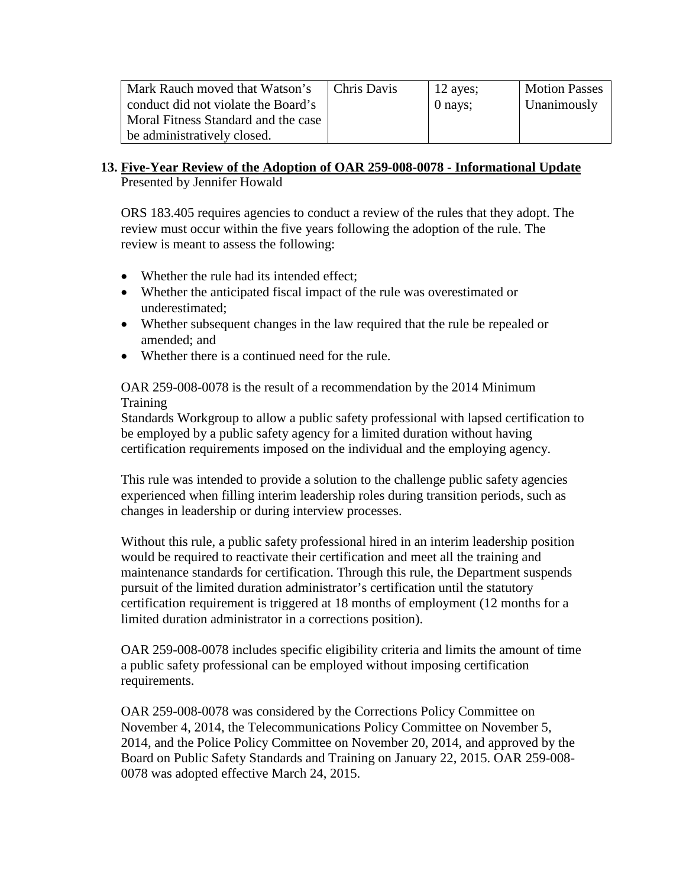| Mark Rauch moved that Watson's conduct did not violate the Board's Moral Fitness Standard and the case be administratively closed. | Chris Davis | 12 ayes; 0 nays; | Motion Passes Unanimously |
|---|---|---|---|

## 13. Five-Year Review of the Adoption of OAR 259-008-0078 - Informational Update

Presented by Jennifer Howald

ORS 183.405 requires agencies to conduct a review of the rules that they adopt. The review must occur within the five years following the adoption of the rule. The review is meant to assess the following:

- Whether the rule had its intended effect;
- Whether the anticipated fiscal impact of the rule was overestimated or underestimated;
- Whether subsequent changes in the law required that the rule be repealed or amended; and
- Whether there is a continued need for the rule.

OAR 259-008-0078 is the result of a recommendation by the 2014 Minimum Training
Standards Workgroup to allow a public safety professional with lapsed certification to be employed by a public safety agency for a limited duration without having certification requirements imposed on the individual and the employing agency.

This rule was intended to provide a solution to the challenge public safety agencies experienced when filling interim leadership roles during transition periods, such as changes in leadership or during interview processes.

Without this rule, a public safety professional hired in an interim leadership position would be required to reactivate their certification and meet all the training and maintenance standards for certification. Through this rule, the Department suspends pursuit of the limited duration administrator's certification until the statutory certification requirement is triggered at 18 months of employment (12 months for a limited duration administrator in a corrections position).

OAR 259-008-0078 includes specific eligibility criteria and limits the amount of time a public safety professional can be employed without imposing certification requirements.

OAR 259-008-0078 was considered by the Corrections Policy Committee on November 4, 2014, the Telecommunications Policy Committee on November 5, 2014, and the Police Policy Committee on November 20, 2014, and approved by the Board on Public Safety Standards and Training on January 22, 2015. OAR 259-008-0078 was adopted effective March 24, 2015.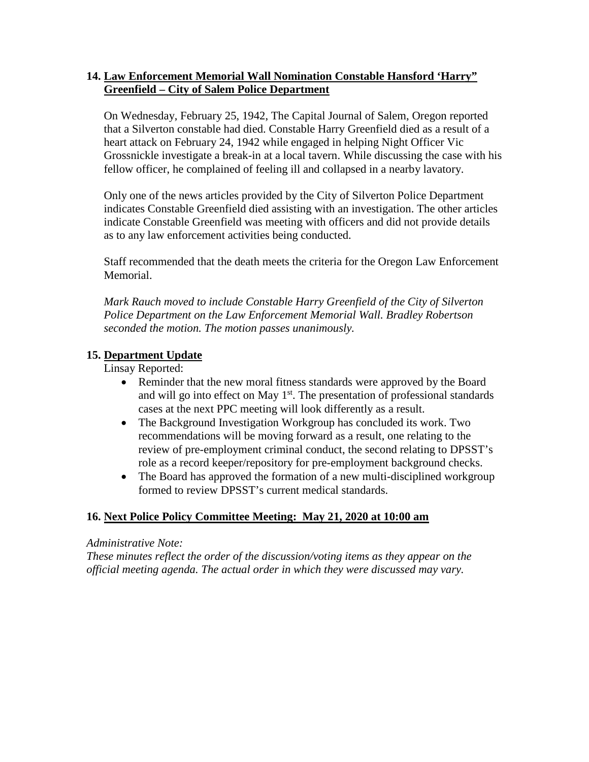**14. Law Enforcement Memorial Wall Nomination Constable Hansford 'Harry" Greenfield – City of Salem Police Department**

On Wednesday, February 25, 1942, The Capital Journal of Salem, Oregon reported that a Silverton constable had died. Constable Harry Greenfield died as a result of a heart attack on February 24, 1942 while engaged in helping Night Officer Vic Grossnickle investigate a break-in at a local tavern. While discussing the case with his fellow officer, he complained of feeling ill and collapsed in a nearby lavatory.

Only one of the news articles provided by the City of Silverton Police Department indicates Constable Greenfield died assisting with an investigation. The other articles indicate Constable Greenfield was meeting with officers and did not provide details as to any law enforcement activities being conducted.

Staff recommended that the death meets the criteria for the Oregon Law Enforcement Memorial.

*Mark Rauch moved to include Constable Harry Greenfield of the City of Silverton Police Department on the Law Enforcement Memorial Wall. Bradley Robertson seconded the motion. The motion passes unanimously.*

**15. Department Update**

Linsay Reported:

- Reminder that the new moral fitness standards were approved by the Board and will go into effect on May 1st. The presentation of professional standards cases at the next PPC meeting will look differently as a result.
- The Background Investigation Workgroup has concluded its work. Two recommendations will be moving forward as a result, one relating to the review of pre-employment criminal conduct, the second relating to DPSST's role as a record keeper/repository for pre-employment background checks.
- The Board has approved the formation of a new multi-disciplined workgroup formed to review DPSST's current medical standards.

**16. Next Police Policy Committee Meeting: May 21, 2020 at 10:00 am**

*Administrative Note:*
*These minutes reflect the order of the discussion/voting items as they appear on the official meeting agenda. The actual order in which they were discussed may vary.*